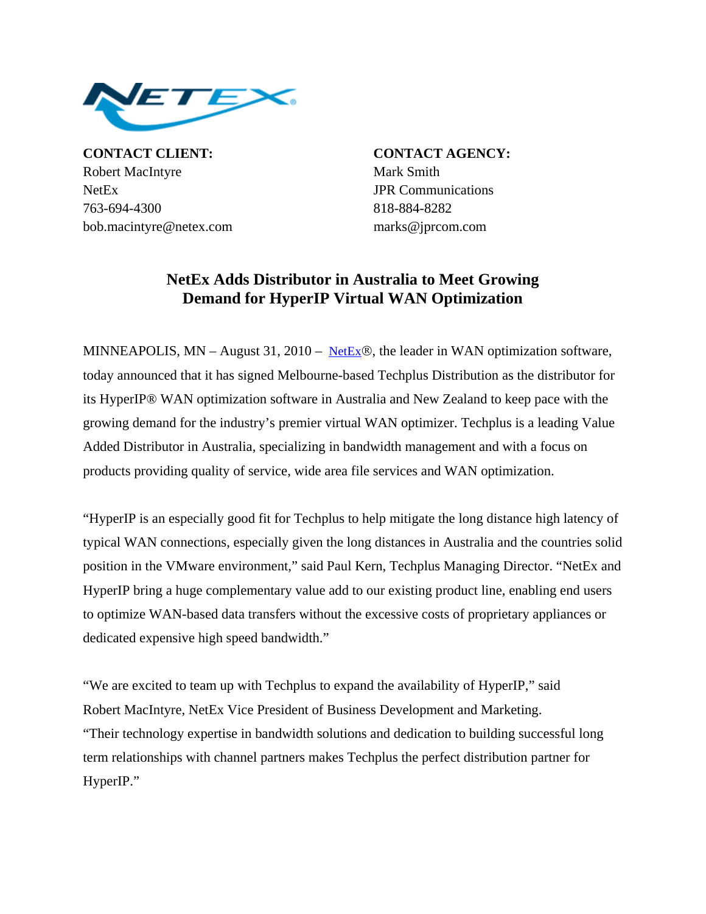**CONTACT CLIENT:**
Robert MacIntyre
NetEx
763-694-4300
bob.macintyre@netex.com

**CONTACT AGENCY:**
Mark Smith
JPR Communications
818-884-8282
marks@jprcom.com

# NetEx Adds Distributor in Australia to Meet Growing Demand for HyperIP Virtual WAN Optimization

MINNEAPOLIS, MN – August 31, 2010 – NetEx®, the leader in WAN optimization software, today announced that it has signed Melbourne-based Techplus Distribution as the distributor for its HyperIP® WAN optimization software in Australia and New Zealand to keep pace with the growing demand for the industry's premier virtual WAN optimizer. Techplus is a leading Value Added Distributor in Australia, specializing in bandwidth management and with a focus on products providing quality of service, wide area file services and WAN optimization.

"HyperIP is an especially good fit for Techplus to help mitigate the long distance high latency of typical WAN connections, especially given the long distances in Australia and the countries solid position in the VMware environment," said Paul Kern, Techplus Managing Director. "NetEx and HyperIP bring a huge complementary value add to our existing product line, enabling end users to optimize WAN-based data transfers without the excessive costs of proprietary appliances or dedicated expensive high speed bandwidth."

"We are excited to team up with Techplus to expand the availability of HyperIP," said Robert MacIntyre, NetEx Vice President of Business Development and Marketing. "Their technology expertise in bandwidth solutions and dedication to building successful long term relationships with channel partners makes Techplus the perfect distribution partner for HyperIP."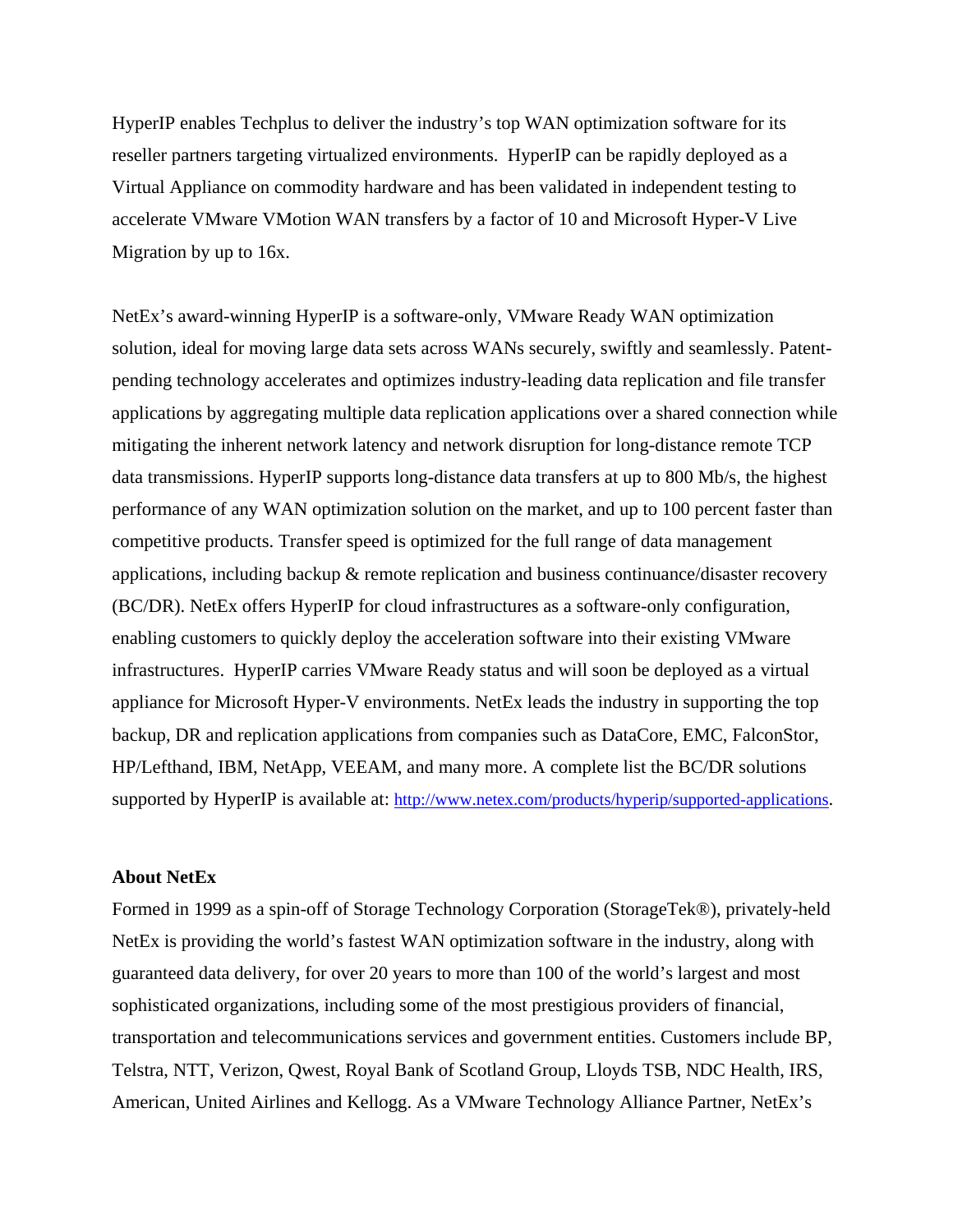HyperIP enables Techplus to deliver the industry's top WAN optimization software for its reseller partners targeting virtualized environments. HyperIP can be rapidly deployed as a Virtual Appliance on commodity hardware and has been validated in independent testing to accelerate VMware VMotion WAN transfers by a factor of 10 and Microsoft Hyper-V Live Migration by up to 16x.

NetEx's award-winning HyperIP is a software-only, VMware Ready WAN optimization solution, ideal for moving large data sets across WANs securely, swiftly and seamlessly. Patent-pending technology accelerates and optimizes industry-leading data replication and file transfer applications by aggregating multiple data replication applications over a shared connection while mitigating the inherent network latency and network disruption for long-distance remote TCP data transmissions. HyperIP supports long-distance data transfers at up to 800 Mb/s, the highest performance of any WAN optimization solution on the market, and up to 100 percent faster than competitive products. Transfer speed is optimized for the full range of data management applications, including backup & remote replication and business continuance/disaster recovery (BC/DR). NetEx offers HyperIP for cloud infrastructures as a software-only configuration, enabling customers to quickly deploy the acceleration software into their existing VMware infrastructures. HyperIP carries VMware Ready status and will soon be deployed as a virtual appliance for Microsoft Hyper-V environments. NetEx leads the industry in supporting the top backup, DR and replication applications from companies such as DataCore, EMC, FalconStor, HP/Lefthand, IBM, NetApp, VEEAM, and many more. A complete list the BC/DR solutions supported by HyperIP is available at: http://www.netex.com/products/hyperip/supported-applications.

**About NetEx**

Formed in 1999 as a spin-off of Storage Technology Corporation (StorageTek®), privately-held NetEx is providing the world's fastest WAN optimization software in the industry, along with guaranteed data delivery, for over 20 years to more than 100 of the world's largest and most sophisticated organizations, including some of the most prestigious providers of financial, transportation and telecommunications services and government entities. Customers include BP, Telstra, NTT, Verizon, Qwest, Royal Bank of Scotland Group, Lloyds TSB, NDC Health, IRS, American, United Airlines and Kellogg. As a VMware Technology Alliance Partner, NetEx's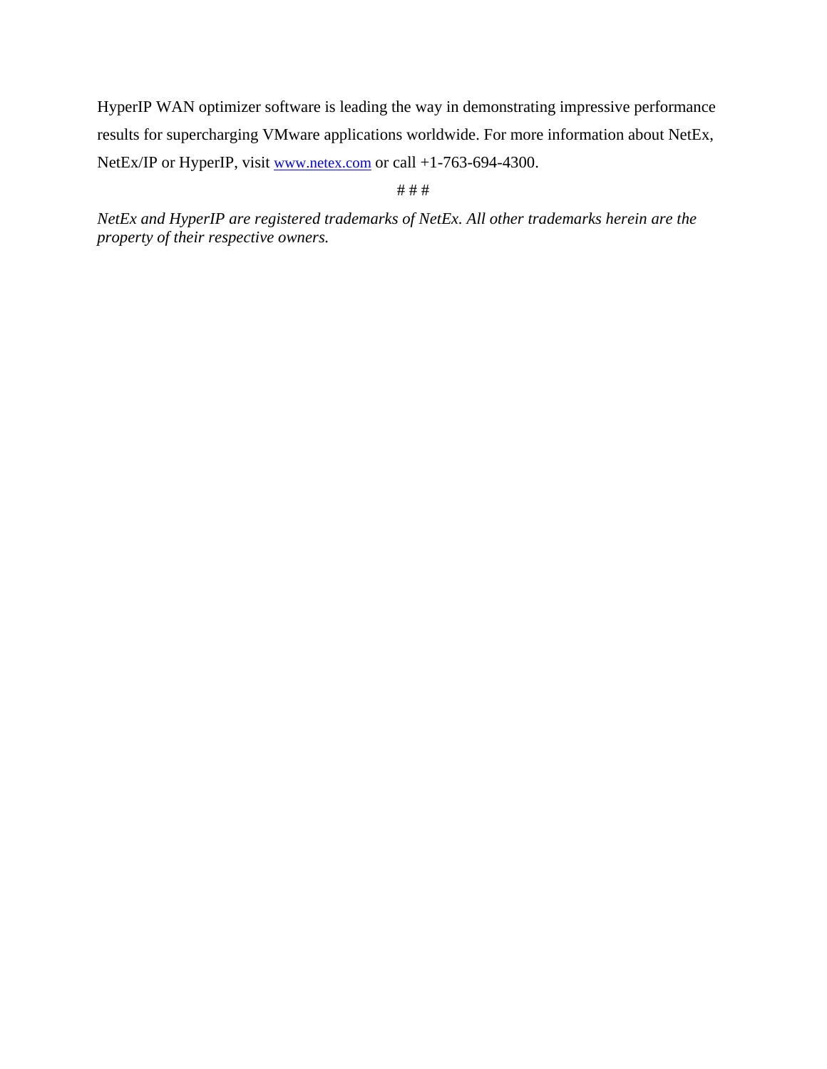HyperIP WAN optimizer software is leading the way in demonstrating impressive performance results for supercharging VMware applications worldwide. For more information about NetEx, NetEx/IP or HyperIP, visit [www.netex.com](http://www.netex.com) or call +1-763-694-4300.

# # #

*NetEx and HyperIP are registered trademarks of NetEx. All other trademarks herein are the property of their respective owners.*